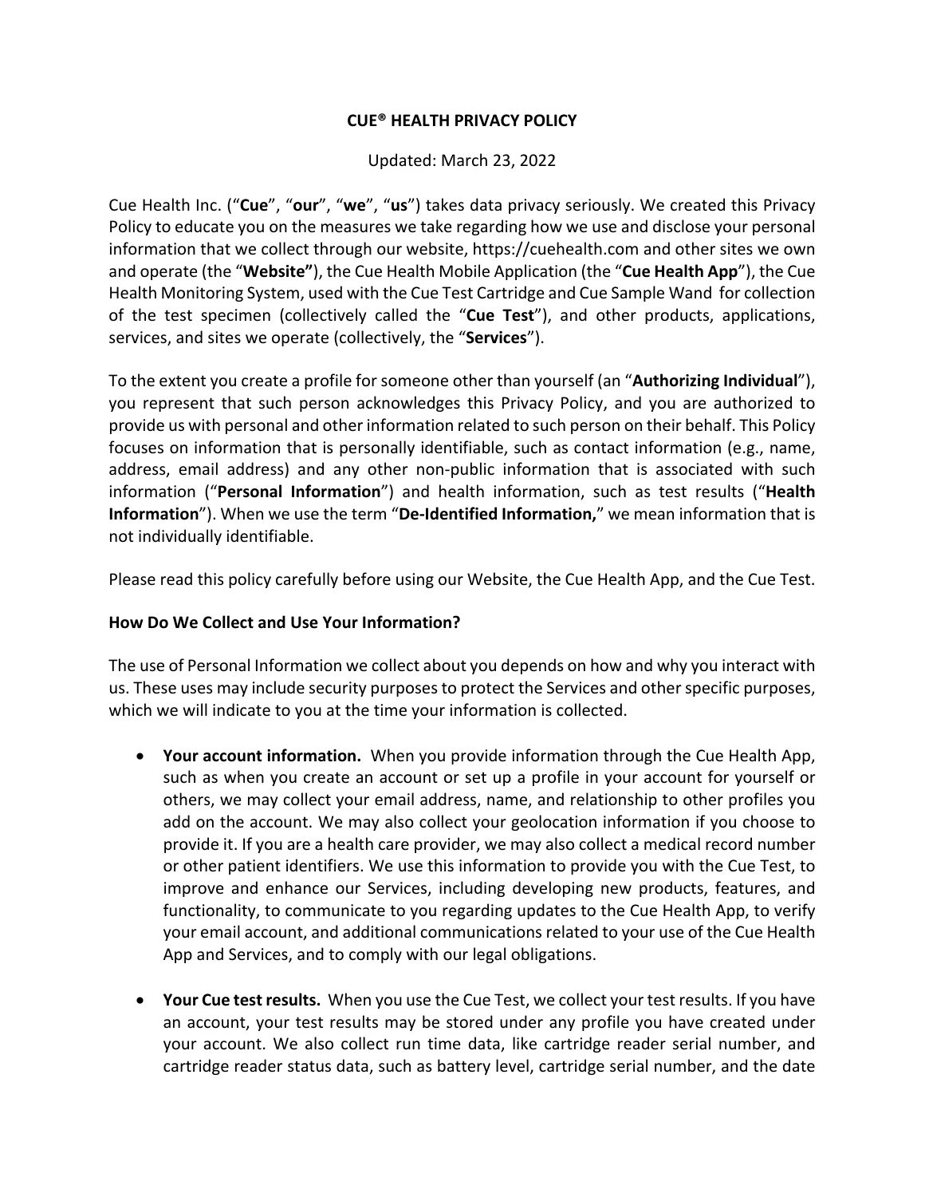# CUE® HEALTH PRIVACY POLICY

Updated: March 23, 2022

Cue Health Inc. ("**Cue**", "**our**", "**we**", "**us**") takes data privacy seriously. We created this Privacy Policy to educate you on the measures we take regarding how we use and disclose your personal information that we collect through our website, https://cuehealth.com and other sites we own and operate (the "**Website**"), the Cue Health Mobile Application (the "**Cue Health App**"), the Cue Health Monitoring System, used with the Cue Test Cartridge and Cue Sample Wand for collection of the test specimen (collectively called the "**Cue Test**"), and other products, applications, services, and sites we operate (collectively, the "**Services**").

To the extent you create a profile for someone other than yourself (an "**Authorizing Individual**"), you represent that such person acknowledges this Privacy Policy, and you are authorized to provide us with personal and other information related to such person on their behalf. This Policy focuses on information that is personally identifiable, such as contact information (e.g., name, address, email address) and any other non-public information that is associated with such information ("**Personal Information**") and health information, such as test results ("**Health Information**"). When we use the term "**De-Identified Information,**" we mean information that is not individually identifiable.

Please read this policy carefully before using our Website, the Cue Health App, and the Cue Test.

**How Do We Collect and Use Your Information?**

The use of Personal Information we collect about you depends on how and why you interact with us. These uses may include security purposes to protect the Services and other specific purposes, which we will indicate to you at the time your information is collected.

- **Your account information.** When you provide information through the Cue Health App, such as when you create an account or set up a profile in your account for yourself or others, we may collect your email address, name, and relationship to other profiles you add on the account. We may also collect your geolocation information if you choose to provide it. If you are a health care provider, we may also collect a medical record number or other patient identifiers. We use this information to provide you with the Cue Test, to improve and enhance our Services, including developing new products, features, and functionality, to communicate to you regarding updates to the Cue Health App, to verify your email account, and additional communications related to your use of the Cue Health App and Services, and to comply with our legal obligations.

- **Your Cue test results.** When you use the Cue Test, we collect your test results. If you have an account, your test results may be stored under any profile you have created under your account. We also collect run time data, like cartridge reader serial number, and cartridge reader status data, such as battery level, cartridge serial number, and the date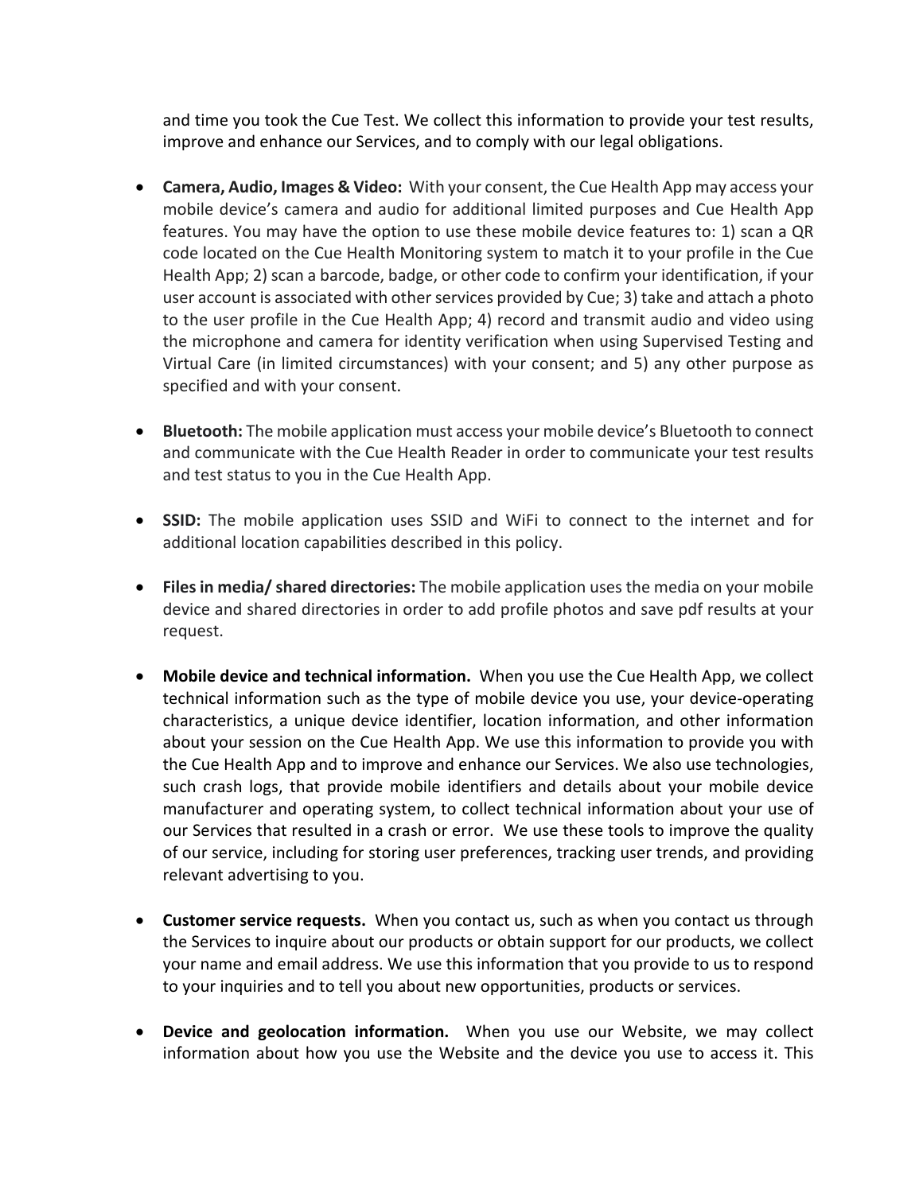and time you took the Cue Test. We collect this information to provide your test results, improve and enhance our Services, and to comply with our legal obligations.

- **Camera, Audio, Images & Video:** With your consent, the Cue Health App may access your mobile device's camera and audio for additional limited purposes and Cue Health App features. You may have the option to use these mobile device features to: 1) scan a QR code located on the Cue Health Monitoring system to match it to your profile in the Cue Health App; 2) scan a barcode, badge, or other code to confirm your identification, if your user account is associated with other services provided by Cue; 3) take and attach a photo to the user profile in the Cue Health App; 4) record and transmit audio and video using the microphone and camera for identity verification when using Supervised Testing and Virtual Care (in limited circumstances) with your consent; and 5) any other purpose as specified and with your consent.

- **Bluetooth:** The mobile application must access your mobile device's Bluetooth to connect and communicate with the Cue Health Reader in order to communicate your test results and test status to you in the Cue Health App.

- **SSID:** The mobile application uses SSID and WiFi to connect to the internet and for additional location capabilities described in this policy.

- **Files in media/ shared directories:** The mobile application uses the media on your mobile device and shared directories in order to add profile photos and save pdf results at your request.

- **Mobile device and technical information.** When you use the Cue Health App, we collect technical information such as the type of mobile device you use, your device-operating characteristics, a unique device identifier, location information, and other information about your session on the Cue Health App. We use this information to provide you with the Cue Health App and to improve and enhance our Services. We also use technologies, such crash logs, that provide mobile identifiers and details about your mobile device manufacturer and operating system, to collect technical information about your use of our Services that resulted in a crash or error. We use these tools to improve the quality of our service, including for storing user preferences, tracking user trends, and providing relevant advertising to you.

- **Customer service requests.** When you contact us, such as when you contact us through the Services to inquire about our products or obtain support for our products, we collect your name and email address. We use this information that you provide to us to respond to your inquiries and to tell you about new opportunities, products or services.

- **Device and geolocation information.** When you use our Website, we may collect information about how you use the Website and the device you use to access it. This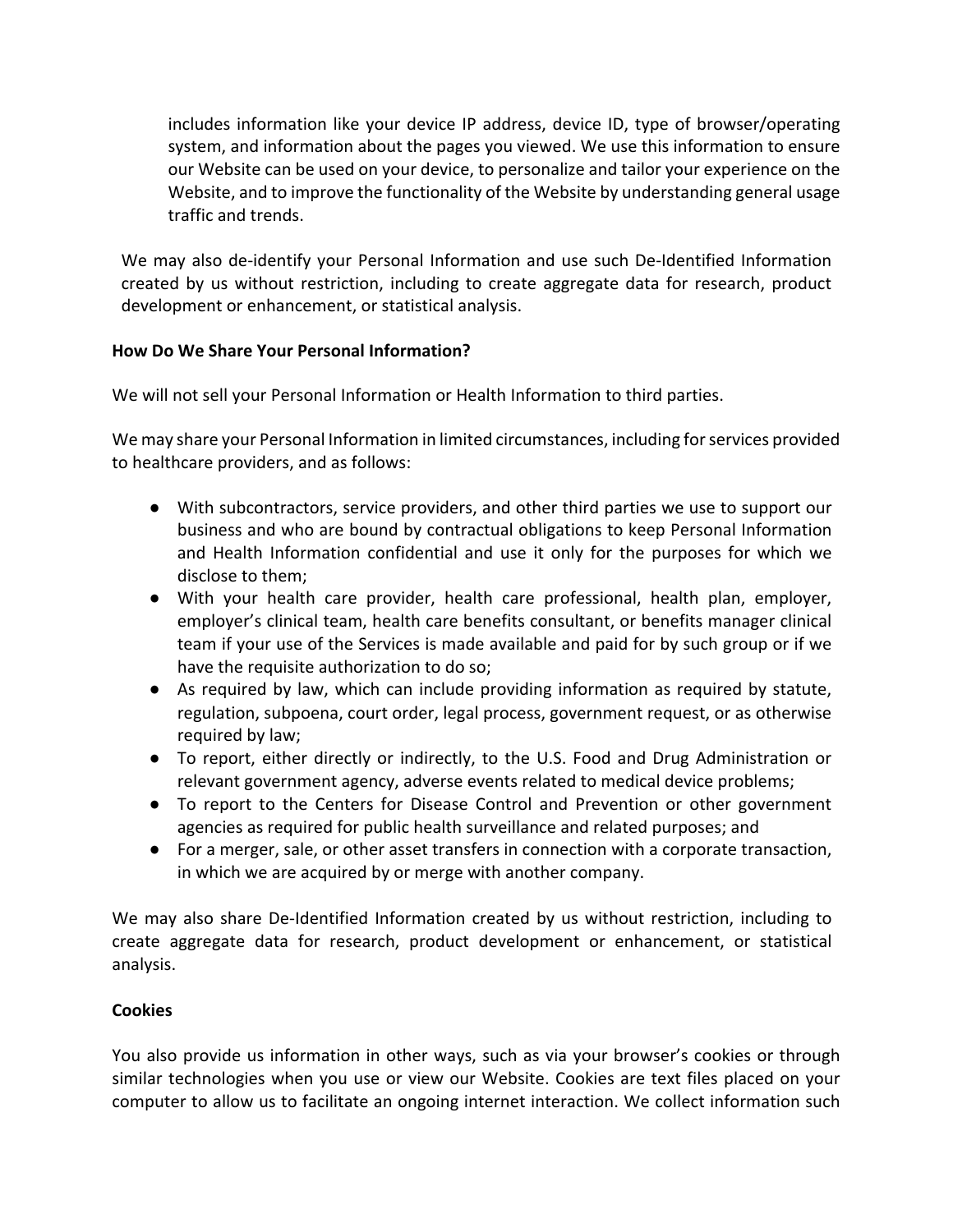includes information like your device IP address, device ID, type of browser/operating system, and information about the pages you viewed. We use this information to ensure our Website can be used on your device, to personalize and tailor your experience on the Website, and to improve the functionality of the Website by understanding general usage traffic and trends.

We may also de-identify your Personal Information and use such De-Identified Information created by us without restriction, including to create aggregate data for research, product development or enhancement, or statistical analysis.

**How Do We Share Your Personal Information?**

We will not sell your Personal Information or Health Information to third parties.

We may share your Personal Information in limited circumstances, including for services provided to healthcare providers, and as follows:

- With subcontractors, service providers, and other third parties we use to support our business and who are bound by contractual obligations to keep Personal Information and Health Information confidential and use it only for the purposes for which we disclose to them;
- With your health care provider, health care professional, health plan, employer, employer's clinical team, health care benefits consultant, or benefits manager clinical team if your use of the Services is made available and paid for by such group or if we have the requisite authorization to do so;
- As required by law, which can include providing information as required by statute, regulation, subpoena, court order, legal process, government request, or as otherwise required by law;
- To report, either directly or indirectly, to the U.S. Food and Drug Administration or relevant government agency, adverse events related to medical device problems;
- To report to the Centers for Disease Control and Prevention or other government agencies as required for public health surveillance and related purposes; and
- For a merger, sale, or other asset transfers in connection with a corporate transaction, in which we are acquired by or merge with another company.

We may also share De-Identified Information created by us without restriction, including to create aggregate data for research, product development or enhancement, or statistical analysis.

**Cookies**

You also provide us information in other ways, such as via your browser's cookies or through similar technologies when you use or view our Website. Cookies are text files placed on your computer to allow us to facilitate an ongoing internet interaction. We collect information such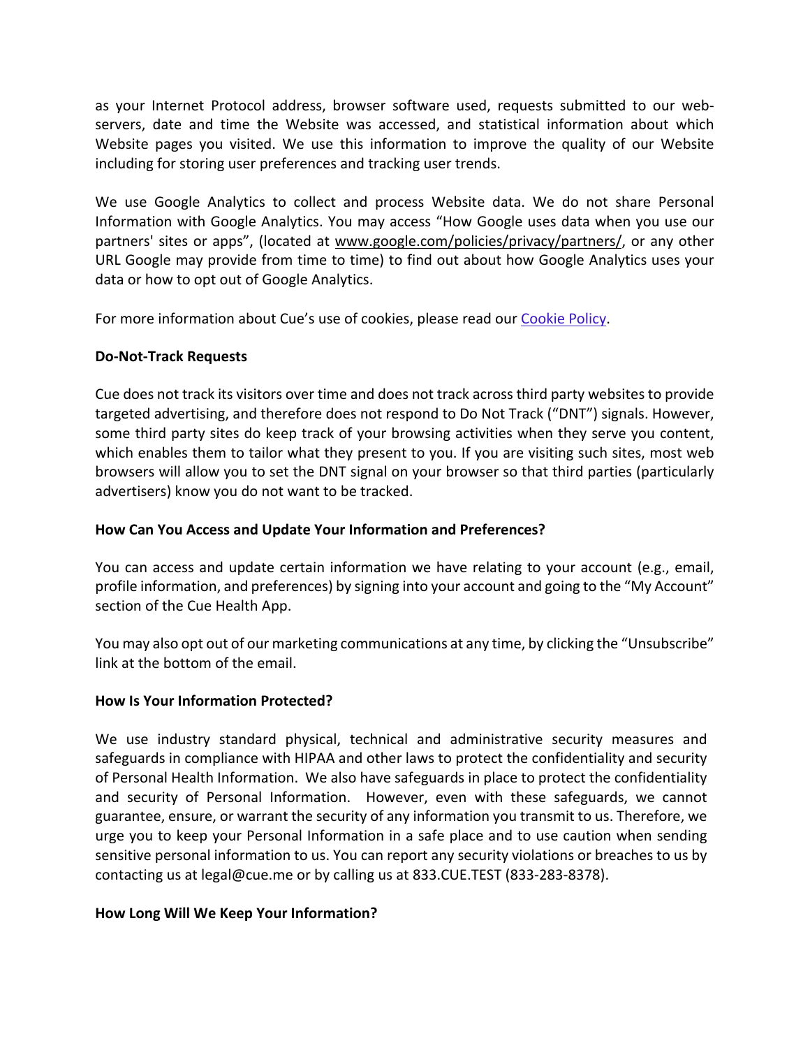as your Internet Protocol address, browser software used, requests submitted to our web-servers, date and time the Website was accessed, and statistical information about which Website pages you visited. We use this information to improve the quality of our Website including for storing user preferences and tracking user trends.

We use Google Analytics to collect and process Website data. We do not share Personal Information with Google Analytics. You may access "How Google uses data when you use our partners' sites or apps", (located at www.google.com/policies/privacy/partners/, or any other URL Google may provide from time to time) to find out about how Google Analytics uses your data or how to opt out of Google Analytics.

For more information about Cue's use of cookies, please read our Cookie Policy.

**Do-Not-Track Requests**

Cue does not track its visitors over time and does not track across third party websites to provide targeted advertising, and therefore does not respond to Do Not Track ("DNT") signals. However, some third party sites do keep track of your browsing activities when they serve you content, which enables them to tailor what they present to you. If you are visiting such sites, most web browsers will allow you to set the DNT signal on your browser so that third parties (particularly advertisers) know you do not want to be tracked.

**How Can You Access and Update Your Information and Preferences?**

You can access and update certain information we have relating to your account (e.g., email, profile information, and preferences) by signing into your account and going to the "My Account" section of the Cue Health App.

You may also opt out of our marketing communications at any time, by clicking the "Unsubscribe" link at the bottom of the email.

**How Is Your Information Protected?**

We use industry standard physical, technical and administrative security measures and safeguards in compliance with HIPAA and other laws to protect the confidentiality and security of Personal Health Information. We also have safeguards in place to protect the confidentiality and security of Personal Information. However, even with these safeguards, we cannot guarantee, ensure, or warrant the security of any information you transmit to us. Therefore, we urge you to keep your Personal Information in a safe place and to use caution when sending sensitive personal information to us. You can report any security violations or breaches to us by contacting us at legal@cue.me or by calling us at 833.CUE.TEST (833-283-8378).

**How Long Will We Keep Your Information?**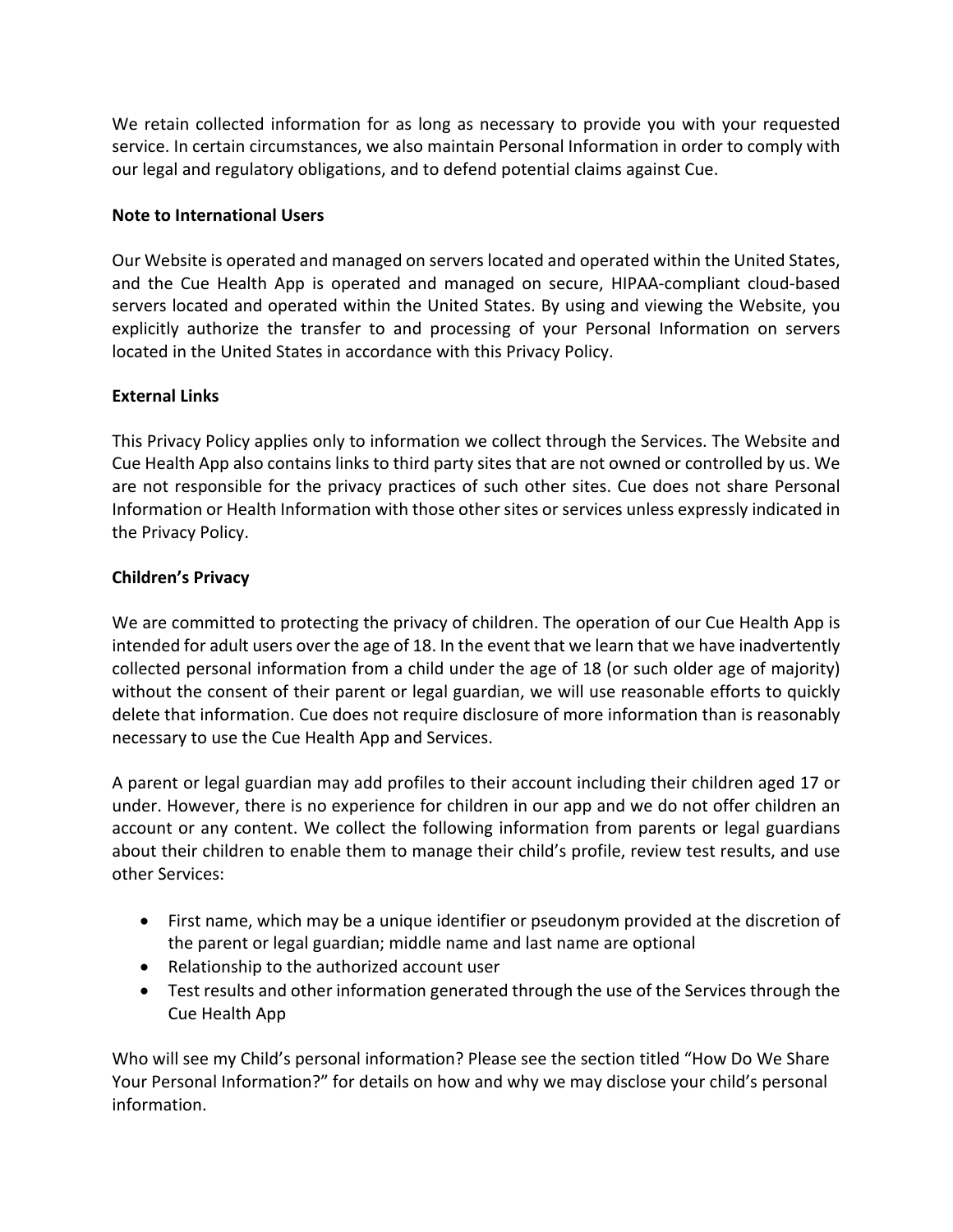We retain collected information for as long as necessary to provide you with your requested service. In certain circumstances, we also maintain Personal Information in order to comply with our legal and regulatory obligations, and to defend potential claims against Cue.

**Note to International Users**

Our Website is operated and managed on servers located and operated within the United States, and the Cue Health App is operated and managed on secure, HIPAA-compliant cloud-based servers located and operated within the United States. By using and viewing the Website, you explicitly authorize the transfer to and processing of your Personal Information on servers located in the United States in accordance with this Privacy Policy.

**External Links**

This Privacy Policy applies only to information we collect through the Services. The Website and Cue Health App also contains links to third party sites that are not owned or controlled by us. We are not responsible for the privacy practices of such other sites. Cue does not share Personal Information or Health Information with those other sites or services unless expressly indicated in the Privacy Policy.

**Children's Privacy**

We are committed to protecting the privacy of children. The operation of our Cue Health App is intended for adult users over the age of 18. In the event that we learn that we have inadvertently collected personal information from a child under the age of 18 (or such older age of majority) without the consent of their parent or legal guardian, we will use reasonable efforts to quickly delete that information. Cue does not require disclosure of more information than is reasonably necessary to use the Cue Health App and Services.

A parent or legal guardian may add profiles to their account including their children aged 17 or under. However, there is no experience for children in our app and we do not offer children an account or any content. We collect the following information from parents or legal guardians about their children to enable them to manage their child's profile, review test results, and use other Services:

- First name, which may be a unique identifier or pseudonym provided at the discretion of the parent or legal guardian; middle name and last name are optional
- Relationship to the authorized account user
- Test results and other information generated through the use of the Services through the Cue Health App

Who will see my Child's personal information? Please see the section titled "How Do We Share Your Personal Information?" for details on how and why we may disclose your child's personal information.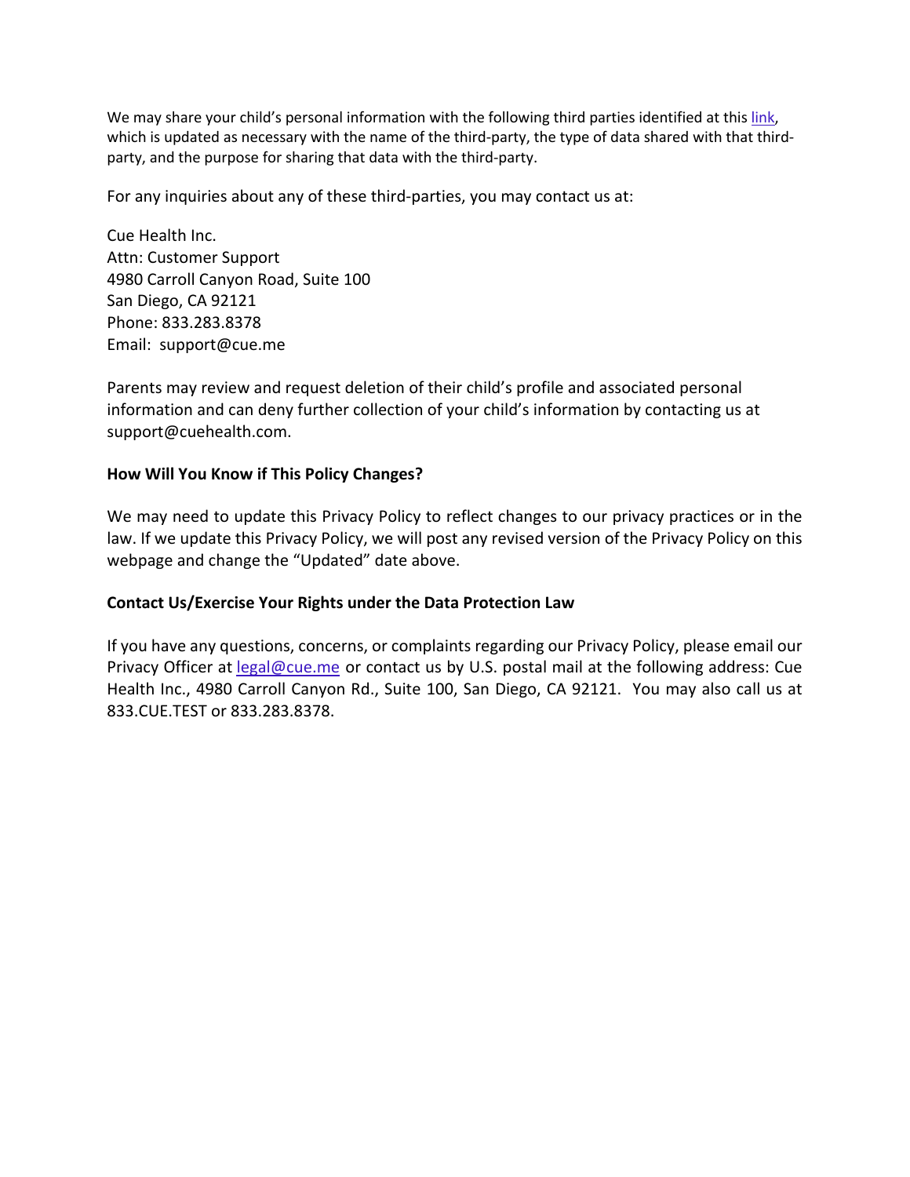We may share your child's personal information with the following third parties identified at this link, which is updated as necessary with the name of the third-party, the type of data shared with that third-party, and the purpose for sharing that data with the third-party.

For any inquiries about any of these third-parties, you may contact us at:

Cue Health Inc.
Attn: Customer Support
4980 Carroll Canyon Road, Suite 100
San Diego, CA 92121
Phone: 833.283.8378
Email: support@cue.me

Parents may review and request deletion of their child's profile and associated personal information and can deny further collection of your child's information by contacting us at support@cuehealth.com.

**How Will You Know if This Policy Changes?**

We may need to update this Privacy Policy to reflect changes to our privacy practices or in the law. If we update this Privacy Policy, we will post any revised version of the Privacy Policy on this webpage and change the "Updated" date above.

**Contact Us/Exercise Your Rights under the Data Protection Law**

If you have any questions, concerns, or complaints regarding our Privacy Policy, please email our Privacy Officer at legal@cue.me or contact us by U.S. postal mail at the following address: Cue Health Inc., 4980 Carroll Canyon Rd., Suite 100, San Diego, CA 92121. You may also call us at 833.CUE.TEST or 833.283.8378.